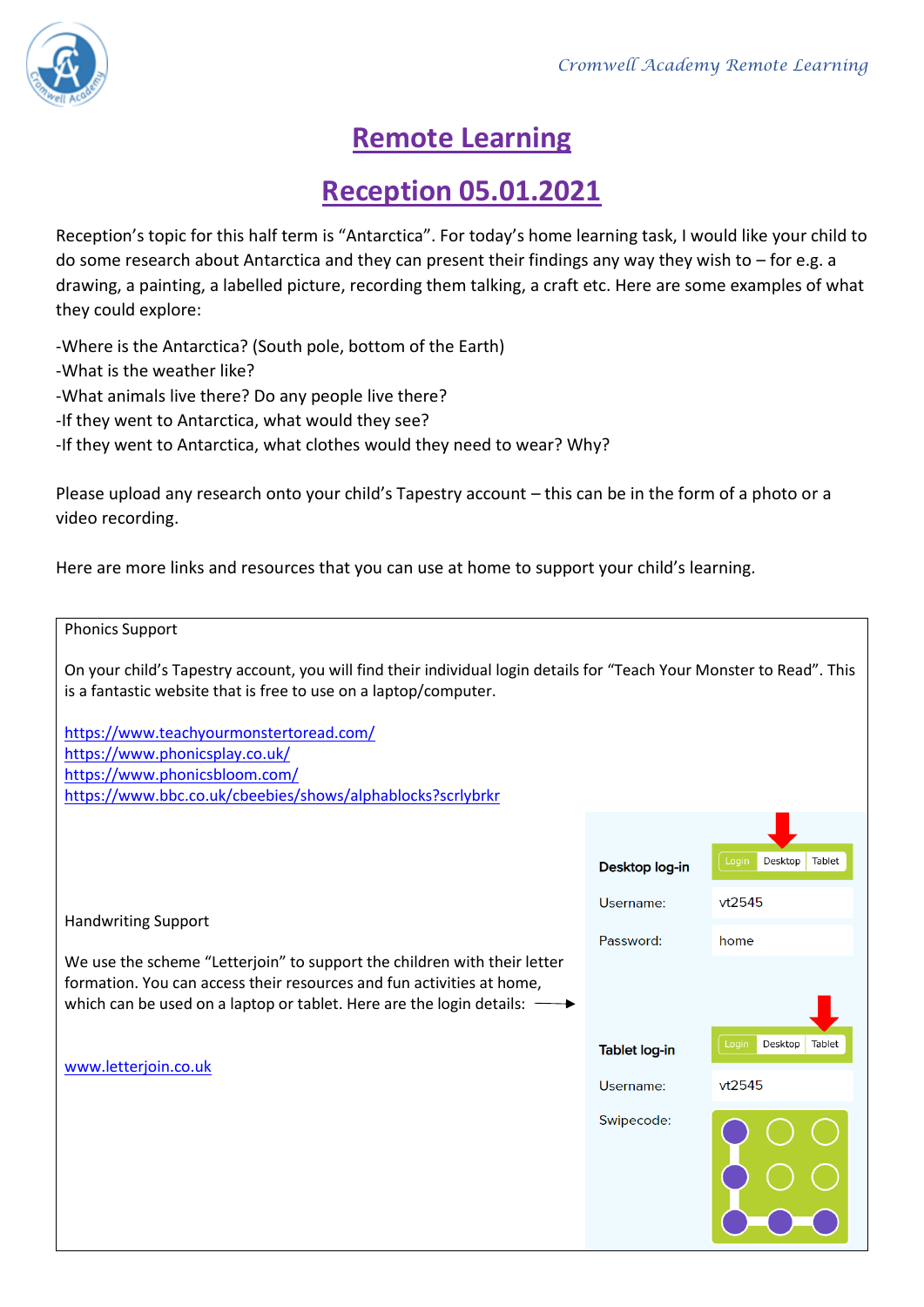# Remote Learning

# Reception 05.01.2021

Reception's topic for this half term is "Antarctica". For today's home learning task, I would like your child to do some research about Antarctica and they can present their findings any way they wish to – for e.g. a drawing, a painting, a labelled picture, recording them talking, a craft etc. Here are some examples of what they could explore:

-Where is the Antarctica? (South pole, bottom of the Earth)
-What is the weather like?
-What animals live there? Do any people live there?
-If they went to Antarctica, what would they see?
-If they went to Antarctica, what clothes would they need to wear? Why?

Please upload any research onto your child's Tapestry account – this can be in the form of a photo or a video recording.

Here are more links and resources that you can use at home to support your child's learning.

Phonics Support

On your child's Tapestry account, you will find their individual login details for "Teach Your Monster to Read". This is a fantastic website that is free to use on a laptop/computer.

https://www.teachyourmonstertoread.com/
https://www.phonicsplay.co.uk/
https://www.phonicsbloom.com/
https://www.bbc.co.uk/cbeebies/shows/alphablocks?scrlybrkr

Handwriting Support

We use the scheme "Letterjoin" to support the children with their letter formation. You can access their resources and fun activities at home, which can be used on a laptop or tablet. Here are the login details: →

www.letterjoin.co.uk

**Desktop log-in** (Login | Desktop | Tablet)

| | |
|---|---|
| Username: | vt2545 |
| Password: | home |

**Tablet log-in** (Login | Desktop | Tablet)

| | |
|---|---|
| Username: | vt2545 |
| Swipecode: | |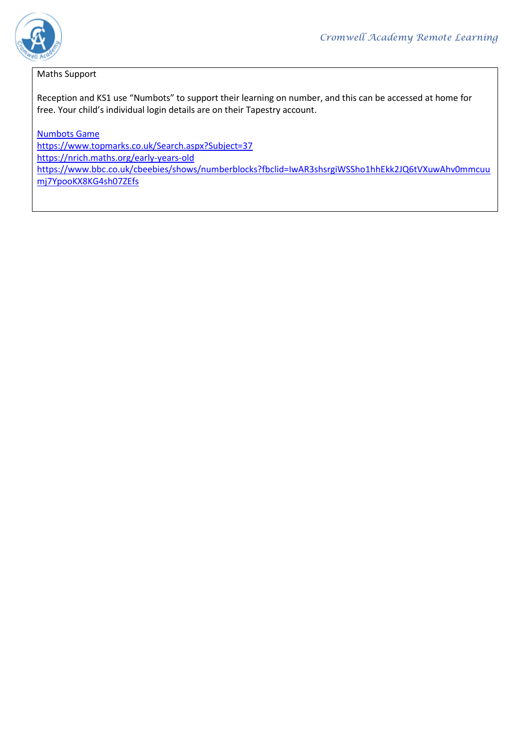Maths Support

Reception and KS1 use "Numbots" to support their learning on number, and this can be accessed at home for free. Your child's individual login details are on their Tapestry account.

Numbots Game
https://www.topmarks.co.uk/Search.aspx?Subject=37
https://nrich.maths.org/early-years-old
https://www.bbc.co.uk/cbeebies/shows/numberblocks?fbclid=IwAR3shsrgiWSSho1hhEkk2JQ6tVXuwAhv0mmcuumj7YpooKX8KG4sh07ZEfs